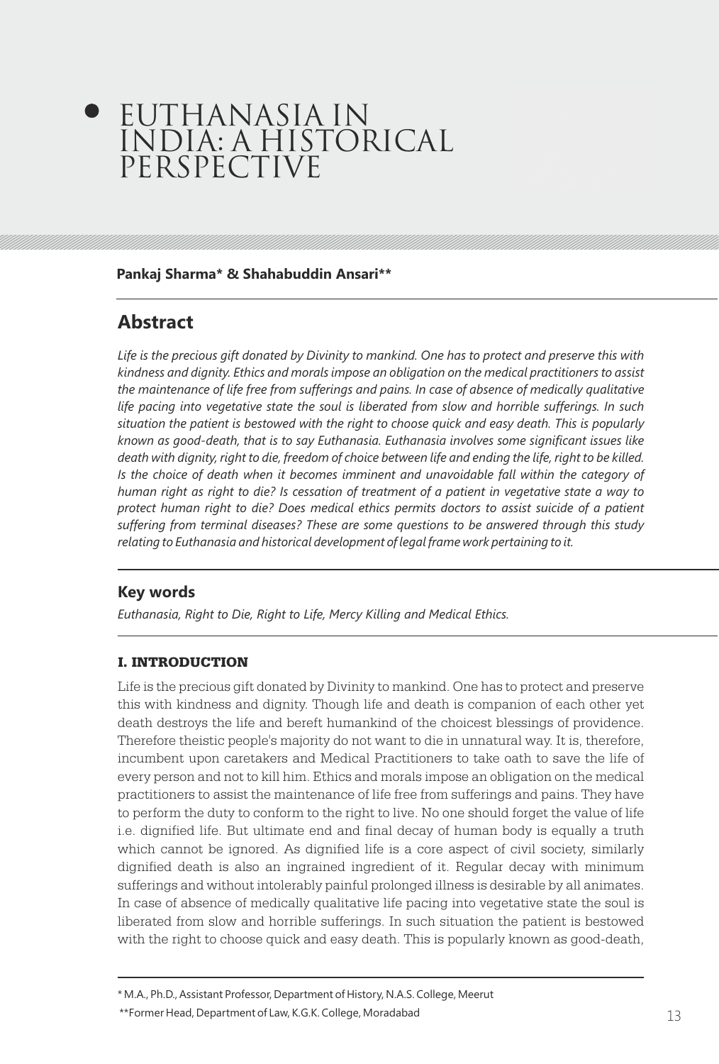# EUTHANASIA IN INDIA: A HISTORICAL PERSPECTIVE

**Pankaj Sharma* & Shahabuddin Ansari****

## Abstract

*Life is the precious gift donated by Divinity to mankind. One has to protect and preserve this with kindness and dignity. Ethics and morals impose an obligation on the medical practitioners to assist the maintenance of life free from sufferings and pains. In case of absence of medically qualitative life pacing into vegetative state the soul is liberated from slow and horrible sufferings. In such situation the patient is bestowed with the right to choose quick and easy death. This is popularly known as good-death, that is to say Euthanasia. Euthanasia involves some significant issues like death with dignity, right to die, freedom of choice between life and ending the life, right to be killed. Is the choice of death when it becomes imminent and unavoidable fall within the category of human right as right to die? Is cessation of treatment of a patient in vegetative state a way to protect human right to die? Does medical ethics permits doctors to assist suicide of a patient suffering from terminal diseases? These are some questions to be answered through this study relating to Euthanasia and historical development of legal frame work pertaining to it.*

### Key words

*Euthanasia, Right to Die, Right to Life, Mercy Killing and Medical Ethics.*

### I. INTRODUCTION

Life is the precious gift donated by Divinity to mankind. One has to protect and preserve this with kindness and dignity. Though life and death is companion of each other yet death destroys the life and bereft humankind of the choicest blessings of providence. Therefore theistic people's majority do not want to die in unnatural way. It is, therefore, incumbent upon caretakers and Medical Practitioners to take oath to save the life of every person and not to kill him. Ethics and morals impose an obligation on the medical practitioners to assist the maintenance of life free from sufferings and pains. They have to perform the duty to conform to the right to live. No one should forget the value of life i.e. dignified life. But ultimate end and final decay of human body is equally a truth which cannot be ignored. As dignified life is a core aspect of civil society, similarly dignified death is also an ingrained ingredient of it. Regular decay with minimum sufferings and without intolerably painful prolonged illness is desirable by all animates. In case of absence of medically qualitative life pacing into vegetative state the soul is liberated from slow and horrible sufferings. In such situation the patient is bestowed with the right to choose quick and easy death. This is popularly known as good-death,

---

* M.A., Ph.D., Assistant Professor, Department of History, N.A.S. College, Meerut

** Former Head, Department of Law, K.G.K. College, Moradabad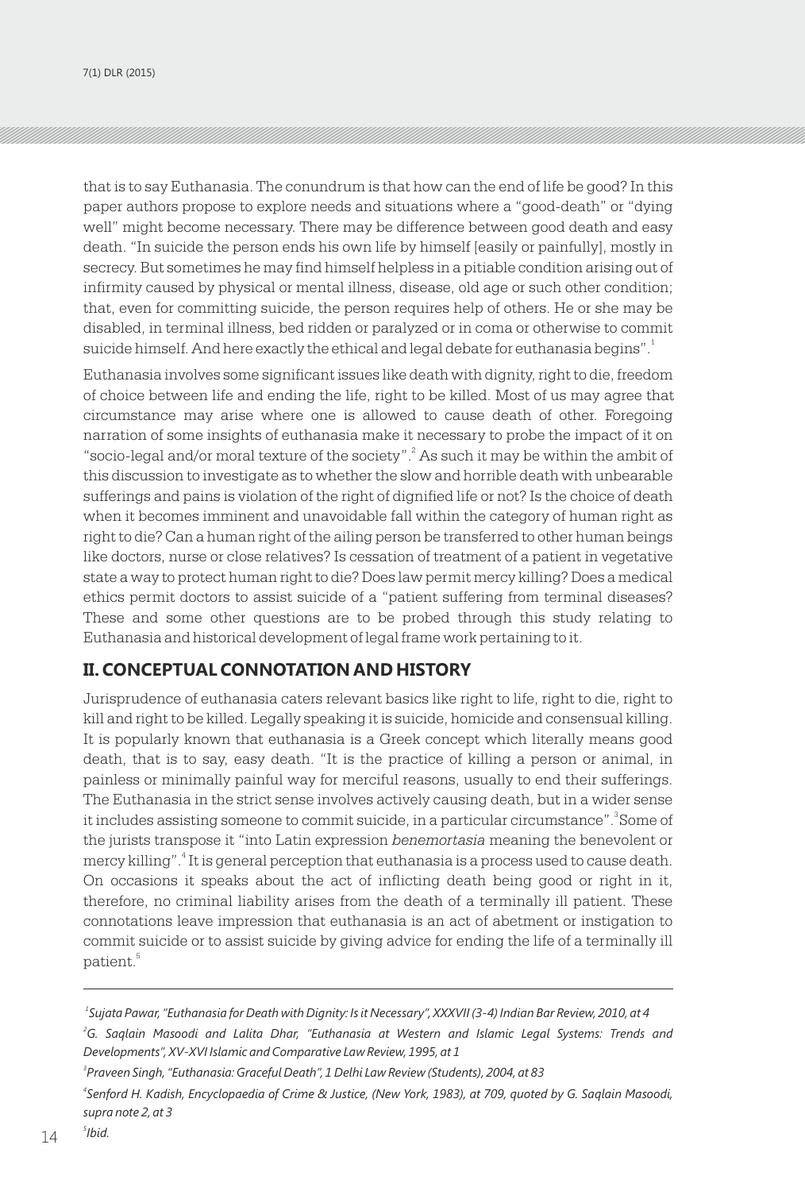that is to say Euthanasia. The conundrum is that how can the end of life be good? In this paper authors propose to explore needs and situations where a "good-death" or "dying well" might become necessary. There may be difference between good death and easy death. "In suicide the person ends his own life by himself [easily or painfully], mostly in secrecy. But sometimes he may find himself helpless in a pitiable condition arising out of infirmity caused by physical or mental illness, disease, old age or such other condition; that, even for committing suicide, the person requires help of others. He or she may be disabled, in terminal illness, bed ridden or paralyzed or in coma or otherwise to commit suicide himself. And here exactly the ethical and legal debate for euthanasia begins".[1]

Euthanasia involves some significant issues like death with dignity, right to die, freedom of choice between life and ending the life, right to be killed. Most of us may agree that circumstance may arise where one is allowed to cause death of other. Foregoing narration of some insights of euthanasia make it necessary to probe the impact of it on "socio-legal and/or moral texture of the society".[2] As such it may be within the ambit of this discussion to investigate as to whether the slow and horrible death with unbearable sufferings and pains is violation of the right of dignified life or not? Is the choice of death when it becomes imminent and unavoidable fall within the category of human right as right to die? Can a human right of the ailing person be transferred to other human beings like doctors, nurse or close relatives? Is cessation of treatment of a patient in vegetative state a way to protect human right to die? Does law permit mercy killing? Does a medical ethics permit doctors to assist suicide of a "patient suffering from terminal diseases? These and some other questions are to be probed through this study relating to Euthanasia and historical development of legal frame work pertaining to it.

## II. CONCEPTUAL CONNOTATION AND HISTORY

Jurisprudence of euthanasia caters relevant basics like right to life, right to die, right to kill and right to be killed. Legally speaking it is suicide, homicide and consensual killing. It is popularly known that euthanasia is a Greek concept which literally means good death, that is to say, easy death. "It is the practice of killing a person or animal, in painless or minimally painful way for merciful reasons, usually to end their sufferings. The Euthanasia in the strict sense involves actively causing death, but in a wider sense it includes assisting someone to commit suicide, in a particular circumstance".[3] Some of the jurists transpose it "into Latin expression *benemortasia* meaning the benevolent or mercy killing".[4] It is general perception that euthanasia is a process used to cause death. On occasions it speaks about the act of inflicting death being good or right in it, therefore, no criminal liability arises from the death of a terminally ill patient. These connotations leave impression that euthanasia is an act of abetment or instigation to commit suicide or to assist suicide by giving advice for ending the life of a terminally ill patient.[5]

---

[1] *Sujata Pawar, "Euthanasia for Death with Dignity: Is it Necessary", XXXVII (3-4) Indian Bar Review, 2010, at 4*

[2] *G. Saqlain Masoodi and Lalita Dhar, "Euthanasia at Western and Islamic Legal Systems: Trends and Developments", XV-XVI Islamic and Comparative Law Review, 1995, at 1*

[3] *Praveen Singh, "Euthanasia: Graceful Death", 1 Delhi Law Review (Students), 2004, at 83*

[4] *Senford H. Kadish, Encyclopaedia of Crime & Justice, (New York, 1983), at 709, quoted by G. Saqlain Masoodi, supra note 2, at 3*

[5] *Ibid.*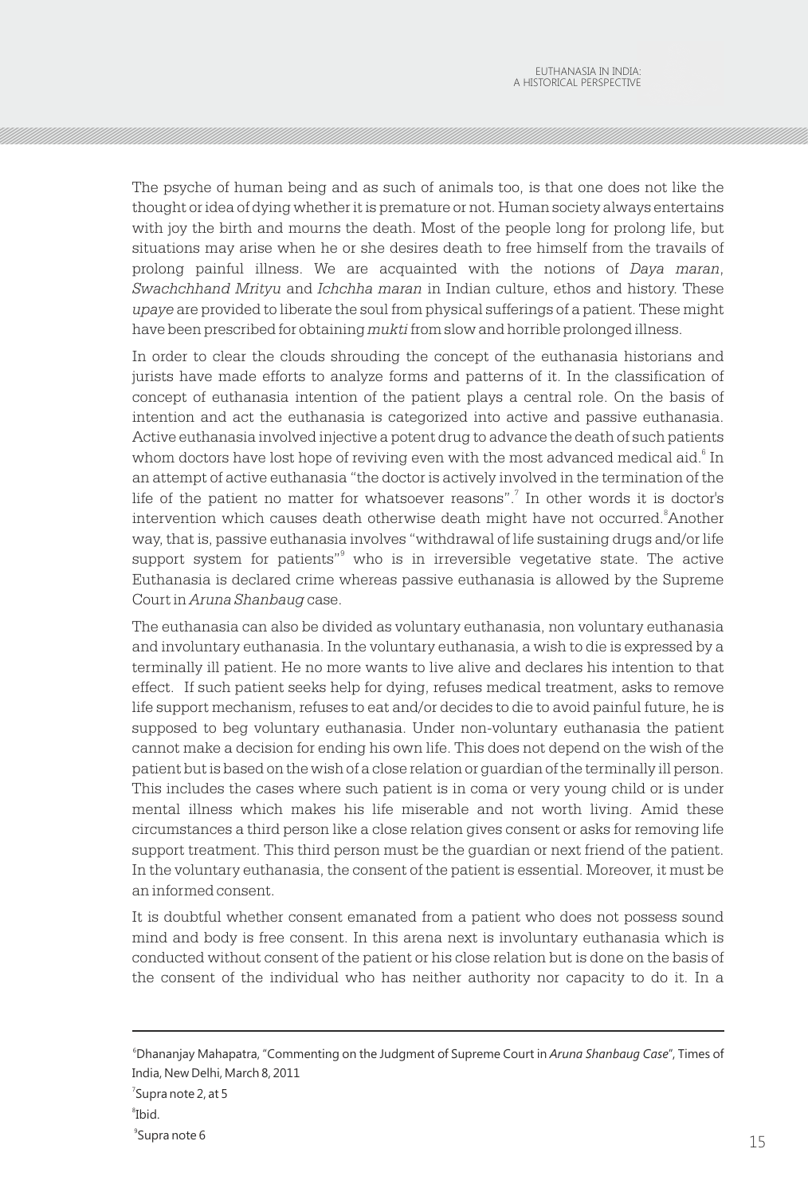The psyche of human being and as such of animals too, is that one does not like the thought or idea of dying whether it is premature or not. Human society always entertains with joy the birth and mourns the death. Most of the people long for prolong life, but situations may arise when he or she desires death to free himself from the travails of prolong painful illness. We are acquainted with the notions of *Daya maran*, *Swachchhand Mrityu* and *Ichchha maran* in Indian culture, ethos and history. These *upaye* are provided to liberate the soul from physical sufferings of a patient. These might have been prescribed for obtaining *mukti* from slow and horrible prolonged illness.

In order to clear the clouds shrouding the concept of the euthanasia historians and jurists have made efforts to analyze forms and patterns of it. In the classification of concept of euthanasia intention of the patient plays a central role. On the basis of intention and act the euthanasia is categorized into active and passive euthanasia. Active euthanasia involved injective a potent drug to advance the death of such patients whom doctors have lost hope of reviving even with the most advanced medical aid.[6] In an attempt of active euthanasia "the doctor is actively involved in the termination of the life of the patient no matter for whatsoever reasons".[7] In other words it is doctor's intervention which causes death otherwise death might have not occurred.[8] Another way, that is, passive euthanasia involves "withdrawal of life sustaining drugs and/or life support system for patients"[9] who is in irreversible vegetative state. The active Euthanasia is declared crime whereas passive euthanasia is allowed by the Supreme Court in *Aruna Shanbaug* case.

The euthanasia can also be divided as voluntary euthanasia, non voluntary euthanasia and involuntary euthanasia. In the voluntary euthanasia, a wish to die is expressed by a terminally ill patient. He no more wants to live alive and declares his intention to that effect. If such patient seeks help for dying, refuses medical treatment, asks to remove life support mechanism, refuses to eat and/or decides to die to avoid painful future, he is supposed to beg voluntary euthanasia. Under non-voluntary euthanasia the patient cannot make a decision for ending his own life. This does not depend on the wish of the patient but is based on the wish of a close relation or guardian of the terminally ill person. This includes the cases where such patient is in coma or very young child or is under mental illness which makes his life miserable and not worth living. Amid these circumstances a third person like a close relation gives consent or asks for removing life support treatment. This third person must be the guardian or next friend of the patient. In the voluntary euthanasia, the consent of the patient is essential. Moreover, it must be an informed consent.

It is doubtful whether consent emanated from a patient who does not possess sound mind and body is free consent. In this arena next is involuntary euthanasia which is conducted without consent of the patient or his close relation but is done on the basis of the consent of the individual who has neither authority nor capacity to do it. In a

---

[6] Dhananjay Mahapatra, "Commenting on the Judgment of Supreme Court in *Aruna Shanbaug Case*", Times of India, New Delhi, March 8, 2011

[7] Supra note 2, at 5

[8] Ibid.

[9] Supra note 6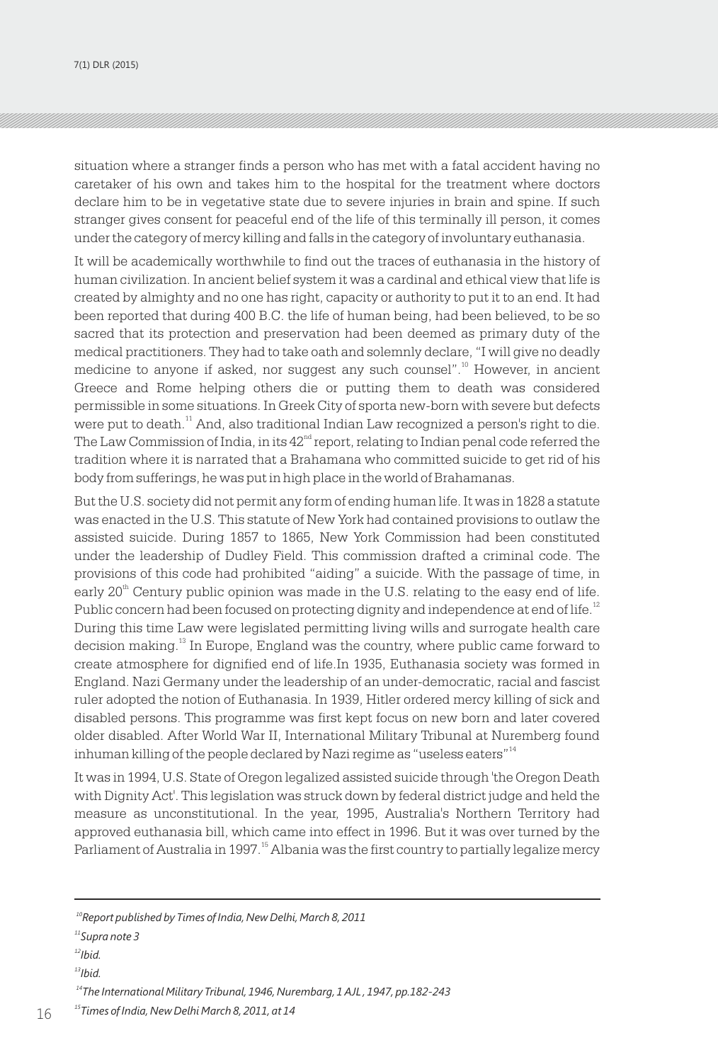situation where a stranger finds a person who has met with a fatal accident having no caretaker of his own and takes him to the hospital for the treatment where doctors declare him to be in vegetative state due to severe injuries in brain and spine. If such stranger gives consent for peaceful end of the life of this terminally ill person, it comes under the category of mercy killing and falls in the category of involuntary euthanasia.

It will be academically worthwhile to find out the traces of euthanasia in the history of human civilization. In ancient belief system it was a cardinal and ethical view that life is created by almighty and no one has right, capacity or authority to put it to an end. It had been reported that during 400 B.C. the life of human being, had been believed, to be so sacred that its protection and preservation had been deemed as primary duty of the medical practitioners. They had to take oath and solemnly declare, "I will give no deadly medicine to anyone if asked, nor suggest any such counsel".[10] However, in ancient Greece and Rome helping others die or putting them to death was considered permissible in some situations. In Greek City of sporta new-born with severe but defects were put to death.[11] And, also traditional Indian Law recognized a person's right to die. The Law Commission of India, in its 42nd report, relating to Indian penal code referred the tradition where it is narrated that a Brahamana who committed suicide to get rid of his body from sufferings, he was put in high place in the world of Brahamanas.

But the U.S. society did not permit any form of ending human life. It was in 1828 a statute was enacted in the U.S. This statute of New York had contained provisions to outlaw the assisted suicide. During 1857 to 1865, New York Commission had been constituted under the leadership of Dudley Field. This commission drafted a criminal code. The provisions of this code had prohibited "aiding" a suicide. With the passage of time, in early 20th Century public opinion was made in the U.S. relating to the easy end of life. Public concern had been focused on protecting dignity and independence at end of life.[12] During this time Law were legislated permitting living wills and surrogate health care decision making.[13] In Europe, England was the country, where public came forward to create atmosphere for dignified end of life.In 1935, Euthanasia society was formed in England. Nazi Germany under the leadership of an under-democratic, racial and fascist ruler adopted the notion of Euthanasia. In 1939, Hitler ordered mercy killing of sick and disabled persons. This programme was first kept focus on new born and later covered older disabled. After World War II, International Military Tribunal at Nuremberg found inhuman killing of the people declared by Nazi regime as "useless eaters"[14]

It was in 1994, U.S. State of Oregon legalized assisted suicide through 'the Oregon Death with Dignity Act'. This legislation was struck down by federal district judge and held the measure as unconstitutional. In the year, 1995, Australia's Northern Territory had approved euthanasia bill, which came into effect in 1996. But it was over turned by the Parliament of Australia in 1997.[15] Albania was the first country to partially legalize mercy

---

[10] *Report published by Times of India, New Delhi, March 8, 2011*

[11] *Supra note 3*

[12] *Ibid.*

[13] *Ibid.*

[14] *The International Military Tribunal, 1946, Nurembarg, 1 AJL , 1947, pp.182-243*

[15] *Times of India, New Delhi March 8, 2011, at 14*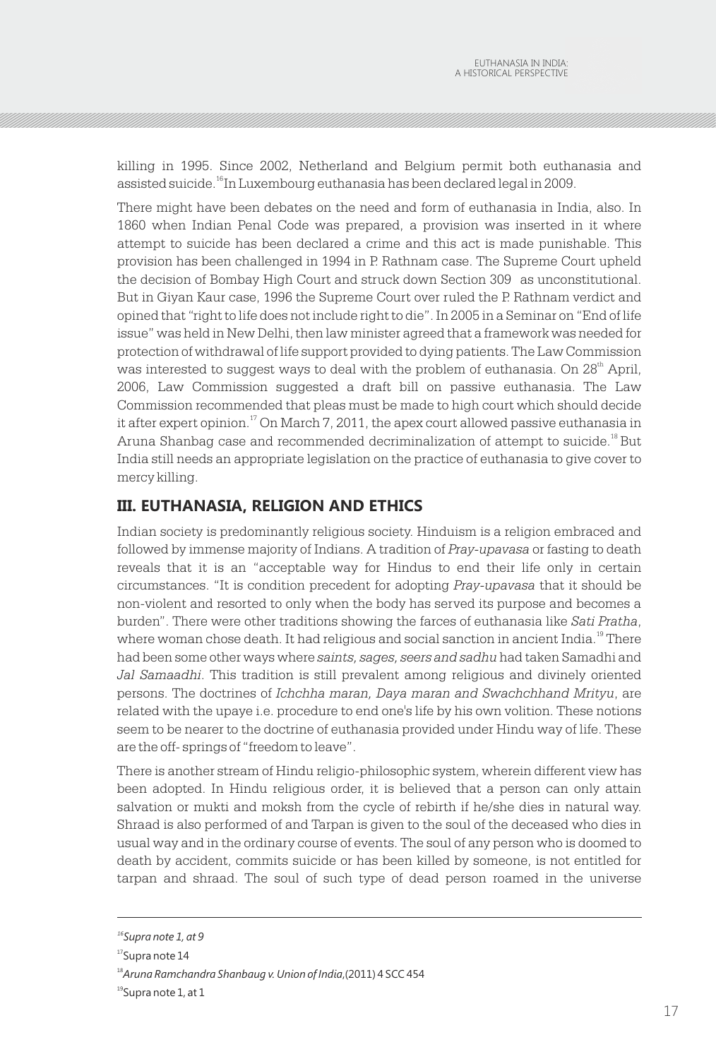killing in 1995. Since 2002, Netherland and Belgium permit both euthanasia and assisted suicide.[16] In Luxembourg euthanasia has been declared legal in 2009.

There might have been debates on the need and form of euthanasia in India, also. In 1860 when Indian Penal Code was prepared, a provision was inserted in it where attempt to suicide has been declared a crime and this act is made punishable. This provision has been challenged in 1994 in P. Rathnam case. The Supreme Court upheld the decision of Bombay High Court and struck down Section 309 as unconstitutional. But in Giyan Kaur case, 1996 the Supreme Court over ruled the P. Rathnam verdict and opined that "right to life does not include right to die". In 2005 in a Seminar on "End of life issue" was held in New Delhi, then law minister agreed that a framework was needed for protection of withdrawal of life support provided to dying patients. The Law Commission was interested to suggest ways to deal with the problem of euthanasia. On 28th April, 2006, Law Commission suggested a draft bill on passive euthanasia. The Law Commission recommended that pleas must be made to high court which should decide it after expert opinion.[17] On March 7, 2011, the apex court allowed passive euthanasia in Aruna Shanbag case and recommended decriminalization of attempt to suicide.[18] But India still needs an appropriate legislation on the practice of euthanasia to give cover to mercy killing.

## III. EUTHANASIA, RELIGION AND ETHICS

Indian society is predominantly religious society. Hinduism is a religion embraced and followed by immense majority of Indians. A tradition of *Pray-upavasa* or fasting to death reveals that it is an "acceptable way for Hindus to end their life only in certain circumstances. "It is condition precedent for adopting *Pray-upavasa* that it should be non-violent and resorted to only when the body has served its purpose and becomes a burden". There were other traditions showing the farces of euthanasia like *Sati Pratha*, where woman chose death. It had religious and social sanction in ancient India.[19] There had been some other ways where *saints, sages, seers and sadhu* had taken Samadhi and *Jal Samaadhi*. This tradition is still prevalent among religious and divinely oriented persons. The doctrines of *Ichchha maran, Daya maran and Swachchhand Mrityu*, are related with the upaye i.e. procedure to end one's life by his own volition. These notions seem to be nearer to the doctrine of euthanasia provided under Hindu way of life. These are the off- springs of "freedom to leave".

There is another stream of Hindu religio-philosophic system, wherein different view has been adopted. In Hindu religious order, it is believed that a person can only attain salvation or mukti and moksh from the cycle of rebirth if he/she dies in natural way. Shraad is also performed of and Tarpan is given to the soul of the deceased who dies in usual way and in the ordinary course of events. The soul of any person who is doomed to death by accident, commits suicide or has been killed by someone, is not entitled for tarpan and shraad. The soul of such type of dead person roamed in the universe

---

[16] *Supra note 1, at 9*

[17] Supra note 14

[18] *Aruna Ramchandra Shanbaug v. Union of India*, (2011) 4 SCC 454

[19] Supra note 1, at 1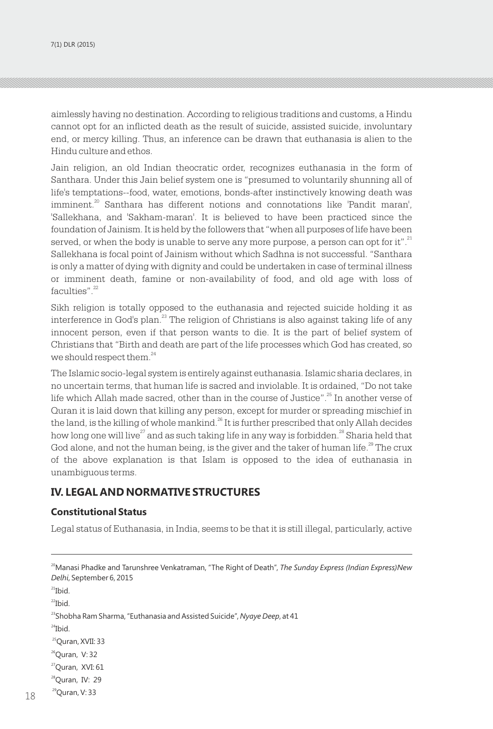aimlessly having no destination. According to religious traditions and customs, a Hindu cannot opt for an inflicted death as the result of suicide, assisted suicide, involuntary end, or mercy killing. Thus, an inference can be drawn that euthanasia is alien to the Hindu culture and ethos.

Jain religion, an old Indian theocratic order, recognizes euthanasia in the form of Santhara. Under this Jain belief system one is "presumed to voluntarily shunning all of life's temptations--food, water, emotions, bonds-after instinctively knowing death was imminent.[20] Santhara has different notions and connotations like 'Pandit maran', 'Sallekhana, and 'Sakham-maran'. It is believed to have been practiced since the foundation of Jainism. It is held by the followers that "when all purposes of life have been served, or when the body is unable to serve any more purpose, a person can opt for it".[21] Sallekhana is focal point of Jainism without which Sadhna is not successful. "Santhara is only a matter of dying with dignity and could be undertaken in case of terminal illness or imminent death, famine or non-availability of food, and old age with loss of faculties".[22]

Sikh religion is totally opposed to the euthanasia and rejected suicide holding it as interference in God's plan.[23] The religion of Christians is also against taking life of any innocent person, even if that person wants to die. It is the part of belief system of Christians that "Birth and death are part of the life processes which God has created, so we should respect them.[24]

The Islamic socio-legal system is entirely against euthanasia. Islamic sharia declares, in no uncertain terms, that human life is sacred and inviolable. It is ordained, "Do not take life which Allah made sacred, other than in the course of Justice".[25] In another verse of Quran it is laid down that killing any person, except for murder or spreading mischief in the land, is the killing of whole mankind.[26] It is further prescribed that only Allah decides how long one will live[27] and as such taking life in any way is forbidden.[28] Sharia held that God alone, and not the human being, is the giver and the taker of human life.[29] The crux of the above explanation is that Islam is opposed to the idea of euthanasia in unambiguous terms.

## IV. LEGAL AND NORMATIVE STRUCTURES

### Constitutional Status

Legal status of Euthanasia, in India, seems to be that it is still illegal, particularly, active

---

[20] Manasi Phadke and Tarunshree Venkatraman, "The Right of Death", *The Sunday Express (Indian Express) New Delhi*, September 6, 2015

[21] Ibid.

[22] Ibid.

[23] Shobha Ram Sharma, "Euthanasia and Assisted Suicide", *Nyaye Deep*, at 41

[24] Ibid.

[25] Quran, XVII: 33

[26] Quran, V: 32

[27] Quran, XVI: 61

[28] Quran, IV: 29

[29] Quran, V: 33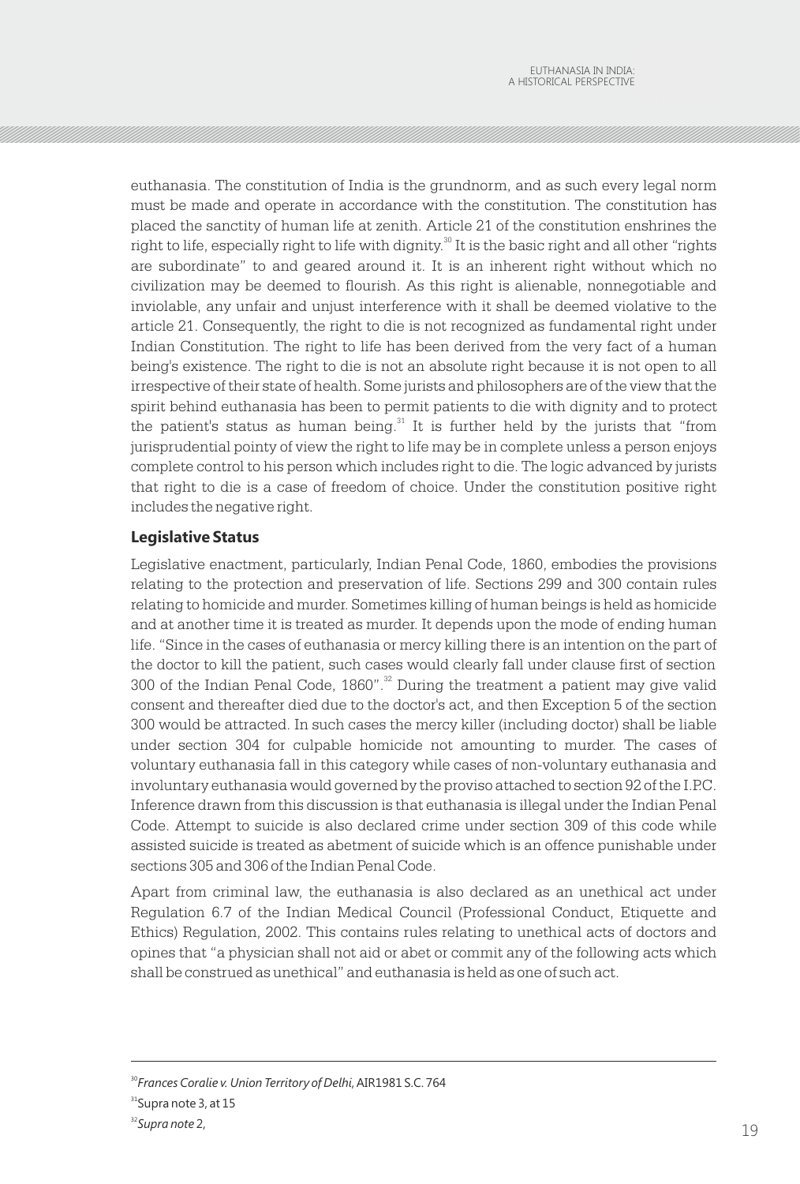euthanasia. The constitution of India is the grundnorm, and as such every legal norm must be made and operate in accordance with the constitution. The constitution has placed the sanctity of human life at zenith. Article 21 of the constitution enshrines the right to life, especially right to life with dignity.[30] It is the basic right and all other "rights are subordinate" to and geared around it. It is an inherent right without which no civilization may be deemed to flourish. As this right is alienable, nonnegotiable and inviolable, any unfair and unjust interference with it shall be deemed violative to the article 21. Consequently, the right to die is not recognized as fundamental right under Indian Constitution. The right to life has been derived from the very fact of a human being's existence. The right to die is not an absolute right because it is not open to all irrespective of their state of health. Some jurists and philosophers are of the view that the spirit behind euthanasia has been to permit patients to die with dignity and to protect the patient's status as human being.[31] It is further held by the jurists that "from jurisprudential pointy of view the right to life may be in complete unless a person enjoys complete control to his person which includes right to die. The logic advanced by jurists that right to die is a case of freedom of choice. Under the constitution positive right includes the negative right.

### Legislative Status

Legislative enactment, particularly, Indian Penal Code, 1860, embodies the provisions relating to the protection and preservation of life. Sections 299 and 300 contain rules relating to homicide and murder. Sometimes killing of human beings is held as homicide and at another time it is treated as murder. It depends upon the mode of ending human life. "Since in the cases of euthanasia or mercy killing there is an intention on the part of the doctor to kill the patient, such cases would clearly fall under clause first of section 300 of the Indian Penal Code, 1860".[32] During the treatment a patient may give valid consent and thereafter died due to the doctor's act, and then Exception 5 of the section 300 would be attracted. In such cases the mercy killer (including doctor) shall be liable under section 304 for culpable homicide not amounting to murder. The cases of voluntary euthanasia fall in this category while cases of non-voluntary euthanasia and involuntary euthanasia would governed by the proviso attached to section 92 of the I.P.C. Inference drawn from this discussion is that euthanasia is illegal under the Indian Penal Code. Attempt to suicide is also declared crime under section 309 of this code while assisted suicide is treated as abetment of suicide which is an offence punishable under sections 305 and 306 of the Indian Penal Code.

Apart from criminal law, the euthanasia is also declared as an unethical act under Regulation 6.7 of the Indian Medical Council (Professional Conduct, Etiquette and Ethics) Regulation, 2002. This contains rules relating to unethical acts of doctors and opines that "a physician shall not aid or abet or commit any of the following acts which shall be construed as unethical" and euthanasia is held as one of such act.

---

[30] *Frances Coralie v. Union Territory of Delhi,* AIR1981 S.C. 764

[31] Supra note 3, at 15

[32] *Supra note* 2,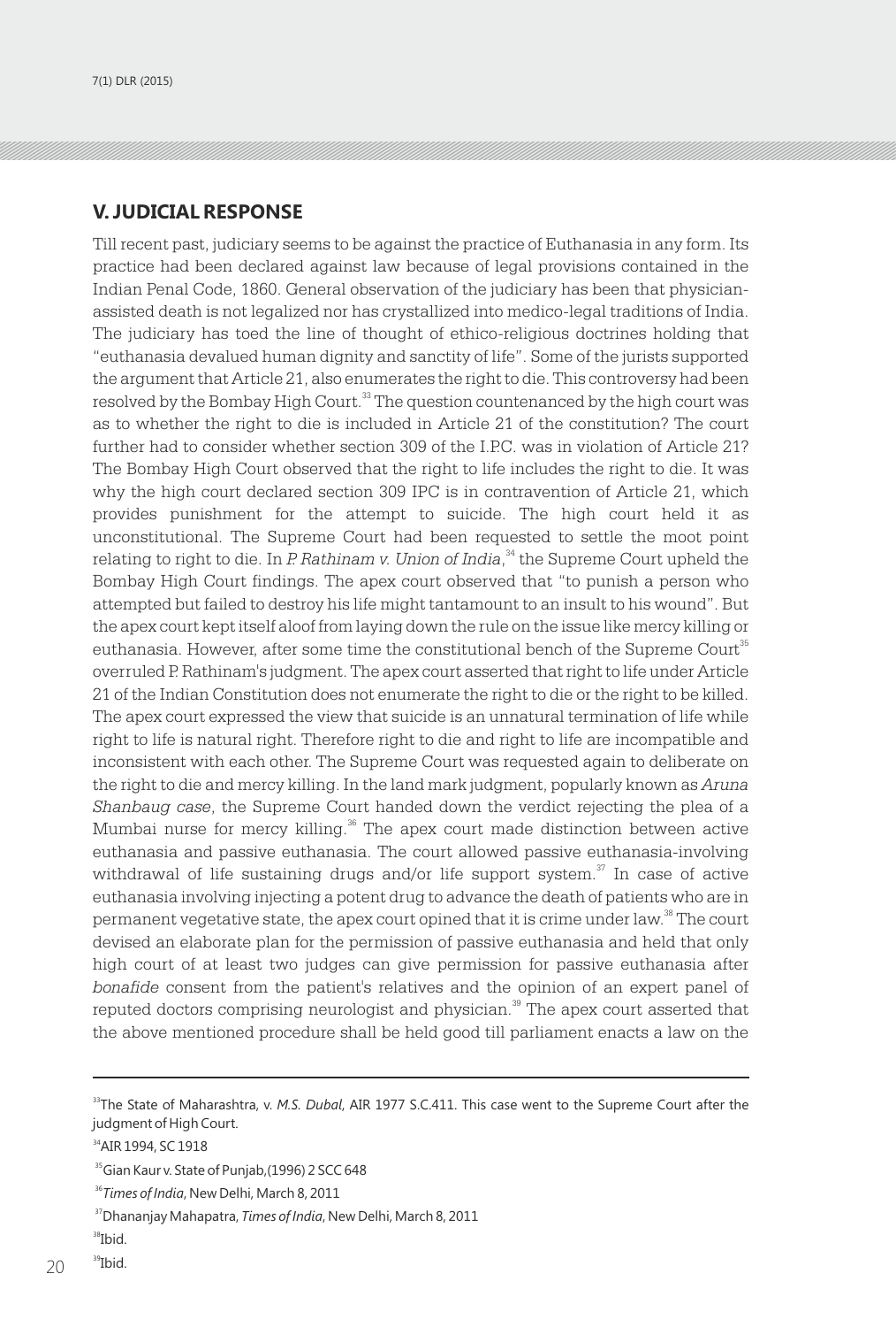## V. JUDICIAL RESPONSE

Till recent past, judiciary seems to be against the practice of Euthanasia in any form. Its practice had been declared against law because of legal provisions contained in the Indian Penal Code, 1860. General observation of the judiciary has been that physician-assisted death is not legalized nor has crystallized into medico-legal traditions of India. The judiciary has toed the line of thought of ethico-religious doctrines holding that "euthanasia devalued human dignity and sanctity of life". Some of the jurists supported the argument that Article 21, also enumerates the right to die. This controversy had been resolved by the Bombay High Court.[33] The question countenanced by the high court was as to whether the right to die is included in Article 21 of the constitution? The court further had to consider whether section 309 of the I.P.C. was in violation of Article 21? The Bombay High Court observed that the right to life includes the right to die. It was why the high court declared section 309 IPC is in contravention of Article 21, which provides punishment for the attempt to suicide. The high court held it as unconstitutional. The Supreme Court had been requested to settle the moot point relating to right to die. In *P. Rathinam v. Union of India*,[34] the Supreme Court upheld the Bombay High Court findings. The apex court observed that "to punish a person who attempted but failed to destroy his life might tantamount to an insult to his wound". But the apex court kept itself aloof from laying down the rule on the issue like mercy killing or euthanasia. However, after some time the constitutional bench of the Supreme Court[35] overruled P. Rathinam's judgment. The apex court asserted that right to life under Article 21 of the Indian Constitution does not enumerate the right to die or the right to be killed. The apex court expressed the view that suicide is an unnatural termination of life while right to life is natural right. Therefore right to die and right to life are incompatible and inconsistent with each other. The Supreme Court was requested again to deliberate on the right to die and mercy killing. In the land mark judgment, popularly known as *Aruna Shanbaug case*, the Supreme Court handed down the verdict rejecting the plea of a Mumbai nurse for mercy killing.[36] The apex court made distinction between active euthanasia and passive euthanasia. The court allowed passive euthanasia-involving withdrawal of life sustaining drugs and/or life support system.[37] In case of active euthanasia involving injecting a potent drug to advance the death of patients who are in permanent vegetative state, the apex court opined that it is crime under law.[38] The court devised an elaborate plan for the permission of passive euthanasia and held that only high court of at least two judges can give permission for passive euthanasia after *bonafide* consent from the patient's relatives and the opinion of an expert panel of reputed doctors comprising neurologist and physician.[39] The apex court asserted that the above mentioned procedure shall be held good till parliament enacts a law on the

---

[33] The State of Maharashtra, v. *M.S. Dubal*, AIR 1977 S.C.411. This case went to the Supreme Court after the judgment of High Court.

[34] AIR 1994, SC 1918

[35] Gian Kaur v. State of Punjab,(1996) 2 SCC 648

[36] *Times of India*, New Delhi, March 8, 2011

[37] Dhananjay Mahapatra, *Times of India*, New Delhi, March 8, 2011

[38] Ibid.

[39] Ibid.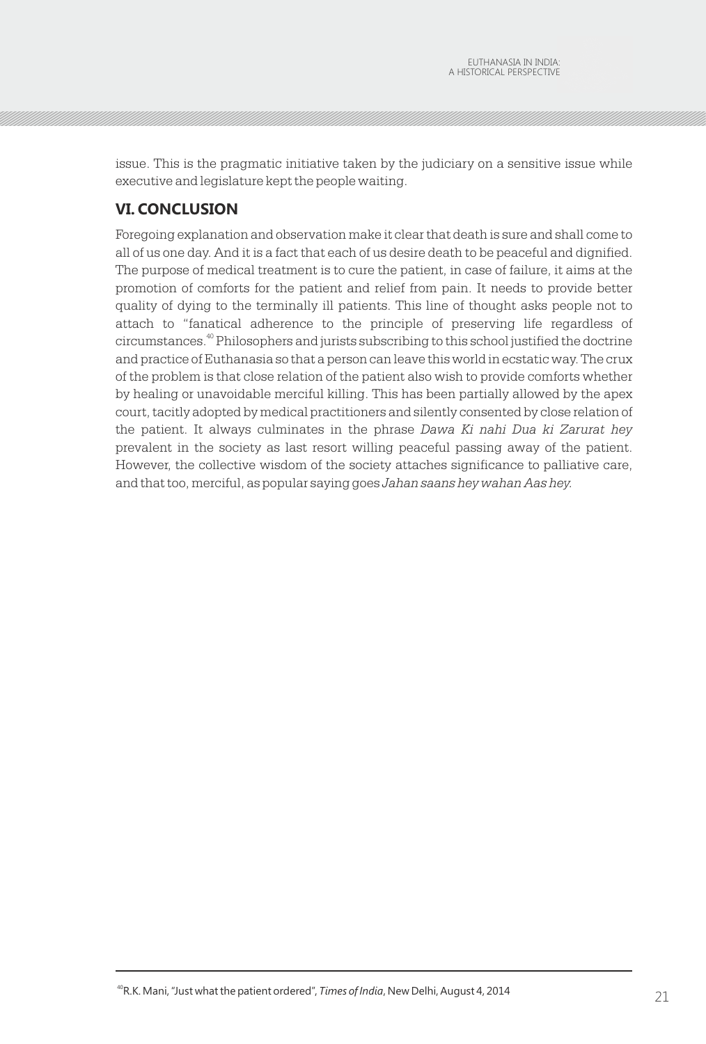issue. This is the pragmatic initiative taken by the judiciary on a sensitive issue while executive and legislature kept the people waiting.

## VI. CONCLUSION

Foregoing explanation and observation make it clear that death is sure and shall come to all of us one day. And it is a fact that each of us desire death to be peaceful and dignified. The purpose of medical treatment is to cure the patient, in case of failure, it aims at the promotion of comforts for the patient and relief from pain. It needs to provide better quality of dying to the terminally ill patients. This line of thought asks people not to attach to "fanatical adherence to the principle of preserving life regardless of circumstances.[40] Philosophers and jurists subscribing to this school justified the doctrine and practice of Euthanasia so that a person can leave this world in ecstatic way. The crux of the problem is that close relation of the patient also wish to provide comforts whether by healing or unavoidable merciful killing. This has been partially allowed by the apex court, tacitly adopted by medical practitioners and silently consented by close relation of the patient. It always culminates in the phrase *Dawa Ki nahi Dua ki Zarurat hey* prevalent in the society as last resort willing peaceful passing away of the patient. However, the collective wisdom of the society attaches significance to palliative care, and that too, merciful, as popular saying goes *Jahan saans hey wahan Aas hey*.

---

[40] R.K. Mani, "Just what the patient ordered", *Times of India*, New Delhi, August 4, 2014